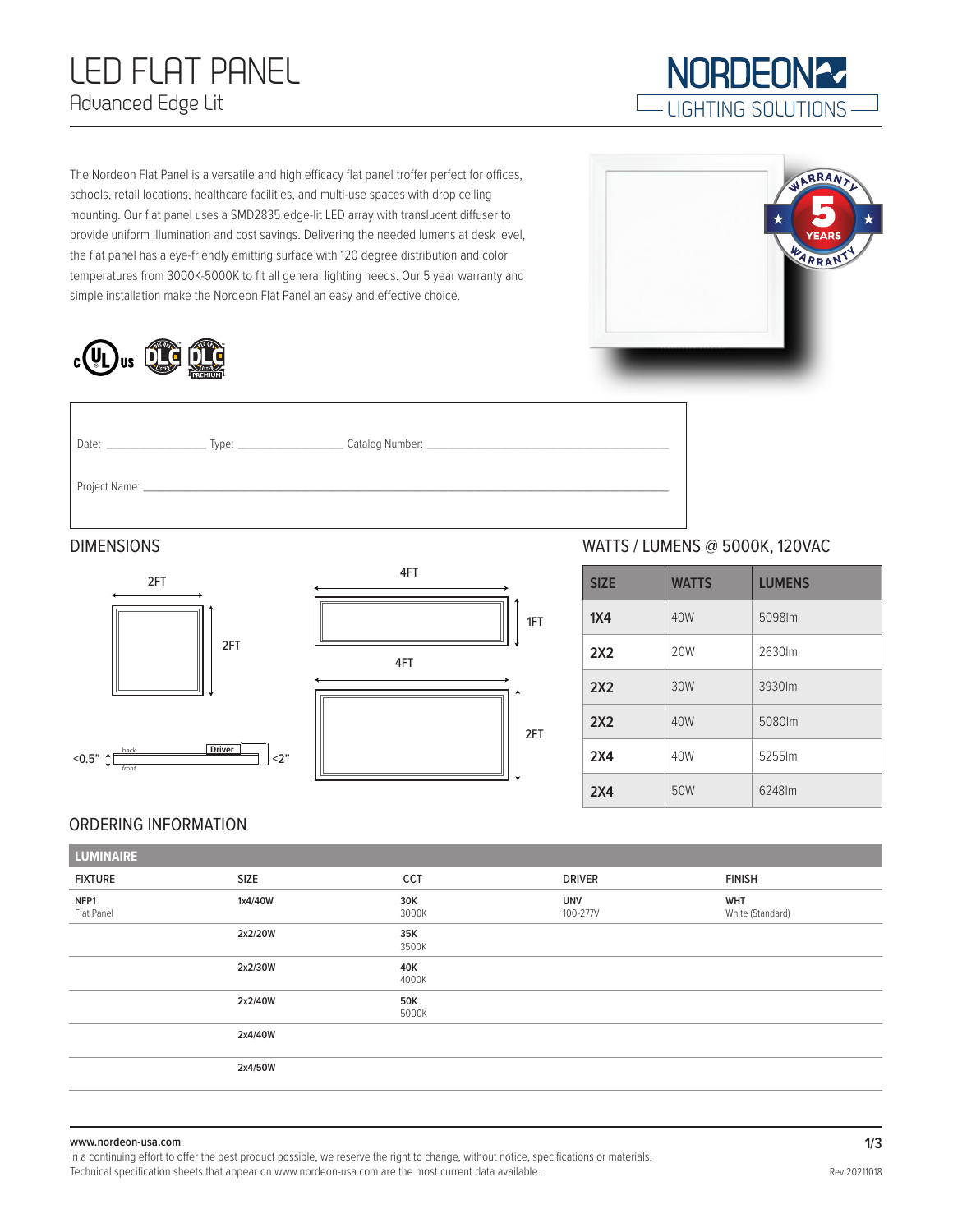# LED FLAT PANEL
## Advanced Edge Lit

NORDEON LIGHTING SOLUTIONS

The Nordeon Flat Panel is a versatile and high efficacy flat panel troffer perfect for offices, schools, retail locations, healthcare facilities, and multi-use spaces with drop ceiling mounting. Our flat panel uses a SMD2835 edge-lit LED array with translucent diffuser to provide uniform illumination and cost savings. Delivering the needed lumens at desk level, the flat panel has a eye-friendly emitting surface with 120 degree distribution and color temperatures from 3000K-5000K to fit all general lighting needs. Our 5 year warranty and simple installation make the Nordeon Flat Panel an easy and effective choice.

5 YEARS WARRANTY

Date: ______________ Type: ______________ Catalog Number: ______________________________

Project Name: ______________________________________________________________

## DIMENSIONS

2FT × 2FT

4FT × 1FT

4FT × 2FT

<0.5" (back / front), Driver, <2"

## WATTS / LUMENS @ 5000K, 120VAC

| SIZE | WATTS | LUMENS |
|---|---|---|
| 1X4 | 40W | 5098lm |
| 2X2 | 20W | 2630lm |
| 2X2 | 30W | 3930lm |
| 2X2 | 40W | 5080lm |
| 2X4 | 40W | 5255lm |
| 2X4 | 50W | 6248lm |

## ORDERING INFORMATION

**LUMINAIRE**

| FIXTURE | SIZE | CCT | DRIVER | FINISH |
|---|---|---|---|---|
| **NFP1** Flat Panel | **1x4/40W** | **30K** 3000K | **UNV** 100-277V | **WHT** White (Standard) |
| | **2x2/20W** | **35K** 3500K | | |
| | **2x2/30W** | **40K** 4000K | | |
| | **2x2/40W** | **50K** 5000K | | |
| | **2x4/40W** | | | |
| | **2x4/50W** | | | |

www.nordeon-usa.com

In a continuing effort to offer the best product possible, we reserve the right to change, without notice, specifications or materials.
Technical specification sheets that appear on www.nordeon-usa.com are the most current data available.

Rev 20211018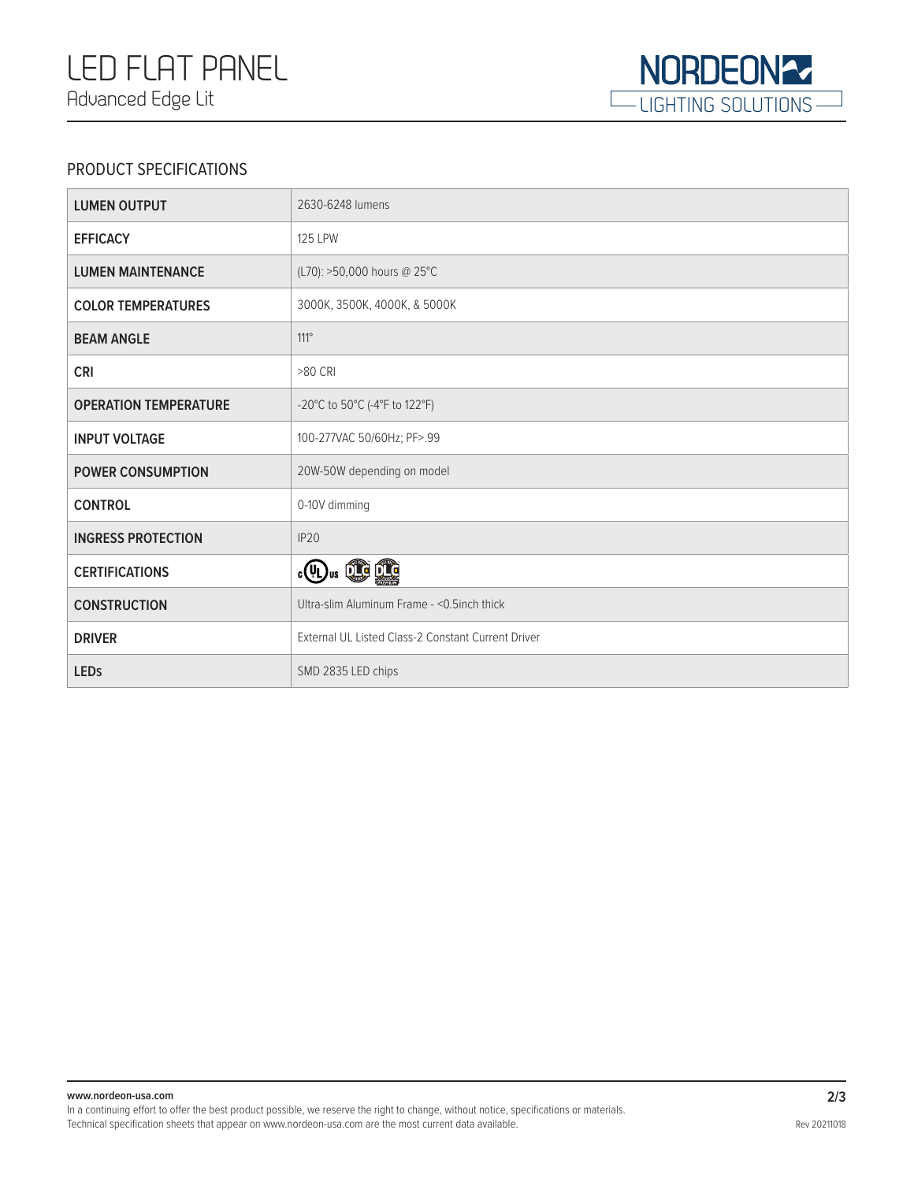# LED FLAT PANEL

Advanced Edge Lit

## PRODUCT SPECIFICATIONS

| | |
|---|---|
| **LUMEN OUTPUT** | 2630-6248 lumens |
| **EFFICACY** | 125 LPW |
| **LUMEN MAINTENANCE** | (L70): >50,000 hours @ 25°C |
| **COLOR TEMPERATURES** | 3000K, 3500K, 4000K, & 5000K |
| **BEAM ANGLE** | 111° |
| **CRI** | >80 CRI |
| **OPERATION TEMPERATURE** | -20°C to 50°C (-4°F to 122°F) |
| **INPUT VOLTAGE** | 100-277VAC 50/60Hz; PF>.99 |
| **POWER CONSUMPTION** | 20W-50W depending on model |
| **CONTROL** | 0-10V dimming |
| **INGRESS PROTECTION** | IP20 |
| **CERTIFICATIONS** | cULus, DLC, DLC Premium |
| **CONSTRUCTION** | Ultra-slim Aluminum Frame - <0.5inch thick |
| **DRIVER** | External UL Listed Class-2 Constant Current Driver |
| **LEDs** | SMD 2835 LED chips |

www.nordeon-usa.com

In a continuing effort to offer the best product possible, we reserve the right to change, without notice, specifications or materials. Technical specification sheets that appear on www.nordeon-usa.com are the most current data available.

Rev 20211018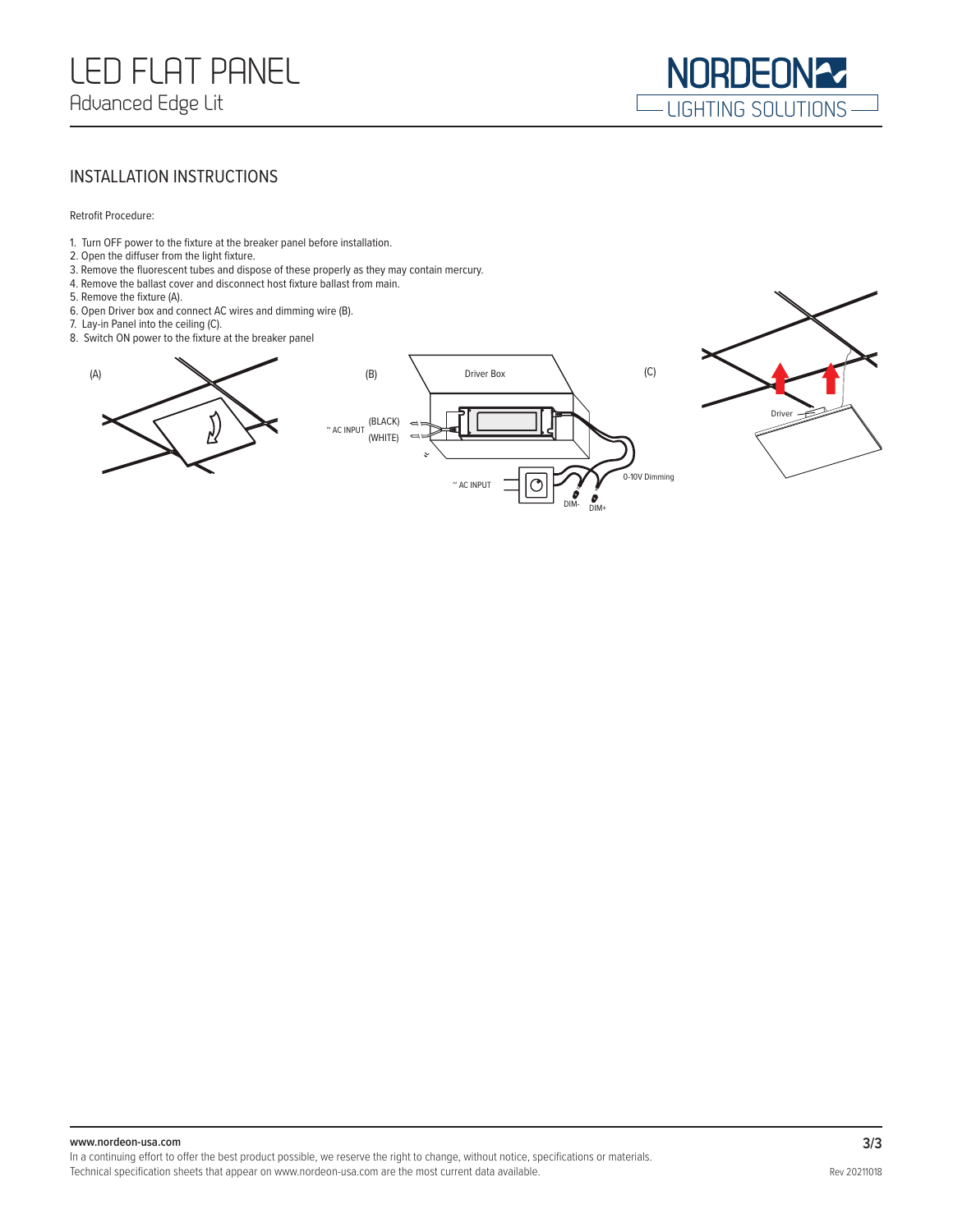# LED FLAT PANEL

## Advanced Edge Lit

### INSTALLATION INSTRUCTIONS

Retrofit Procedure:

1. Turn OFF power to the fixture at the breaker panel before installation.
2. Open the diffuser from the light fixture.
3. Remove the fluorescent tubes and dispose of these properly as they may contain mercury.
4. Remove the ballast cover and disconnect host fixture ballast from main.
5. Remove the fixture (A).
6. Open Driver box and connect AC wires and dimming wire (B).
7. Lay-in Panel into the ceiling (C).
8. Switch ON power to the fixture at the breaker panel

(A)

(B)

Driver Box

~ AC INPUT

(BLACK)

(WHITE)

~ AC INPUT

0-10V Dimming

DIM-

DIM+

(C)

Driver

www.nordeon-usa.com

In a continuing effort to offer the best product possible, we reserve the right to change, without notice, specifications or materials.
Technical specification sheets that appear on www.nordeon-usa.com are the most current data available.

Rev 20211018